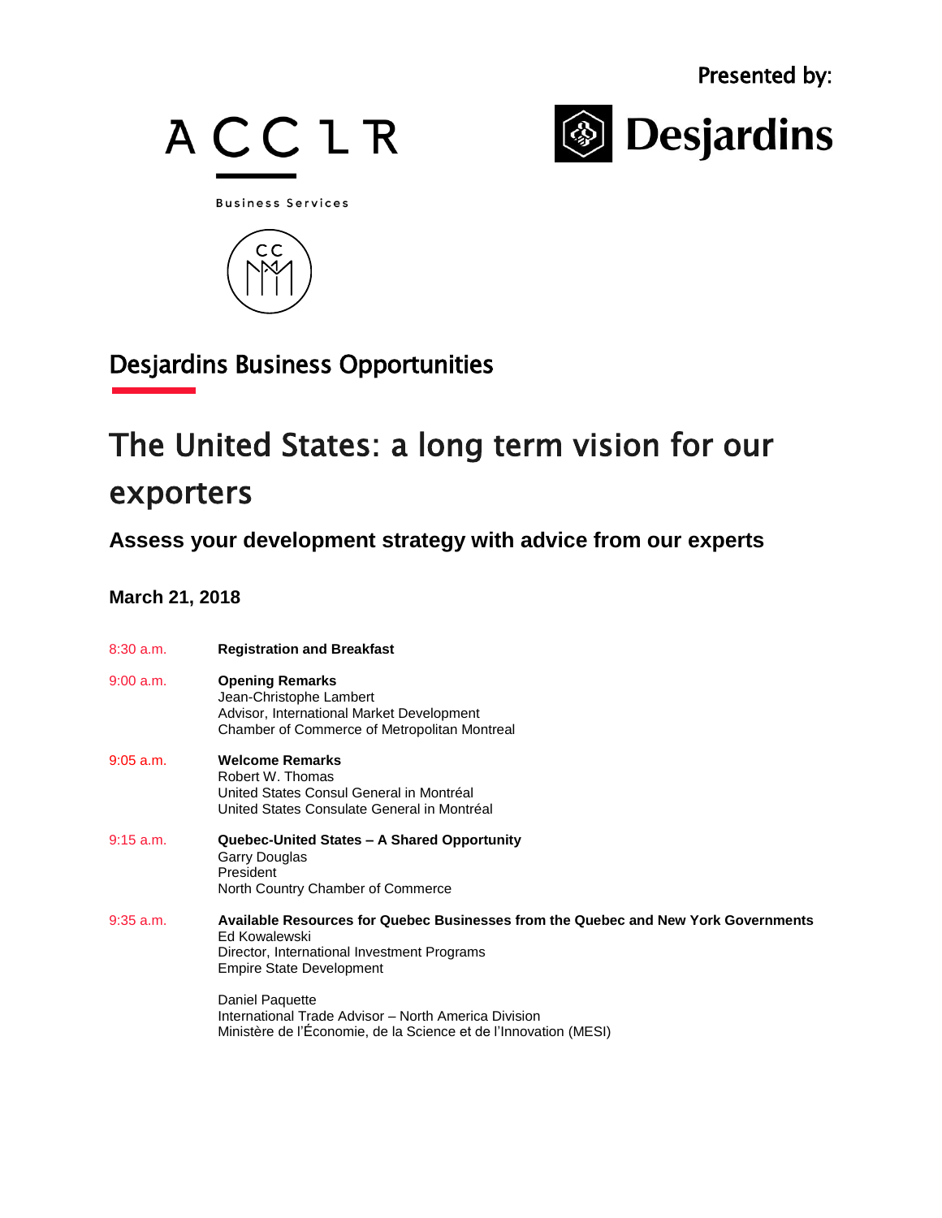Presented by:

ACCLR

Business Services

Desjardins

## Desjardins Business Opportunities

# The United States: a long term vision for our exporters

### Assess your development strategy with advice from our experts

**March 21, 2018**

8:30 a.m. **Registration and Breakfast**

9:00 a.m. **Opening Remarks**
Jean-Christophe Lambert
Advisor, International Market Development
Chamber of Commerce of Metropolitan Montreal

9:05 a.m. **Welcome Remarks**
Robert W. Thomas
United States Consul General in Montréal
United States Consulate General in Montréal

9:15 a.m. **Quebec-United States – A Shared Opportunity**
Garry Douglas
President
North Country Chamber of Commerce

9:35 a.m. **Available Resources for Quebec Businesses from the Quebec and New York Governments**
Ed Kowalewski
Director, International Investment Programs
Empire State Development

Daniel Paquette
International Trade Advisor – North America Division
Ministère de l'Économie, de la Science et de l'Innovation (MESI)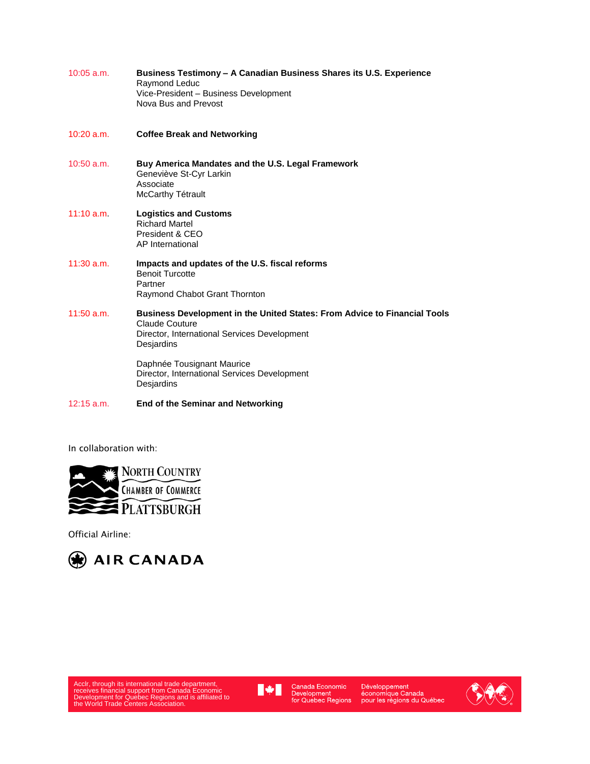10:05 a.m. **Business Testimony – A Canadian Business Shares its U.S. Experience**
Raymond Leduc
Vice-President – Business Development
Nova Bus and Prevost

10:20 a.m. **Coffee Break and Networking**

10:50 a.m. **Buy America Mandates and the U.S. Legal Framework**
Geneviève St-Cyr Larkin
Associate
McCarthy Tétrault

11:10 a.m. **Logistics and Customs**
Richard Martel
President & CEO
AP International

11:30 a.m. **Impacts and updates of the U.S. fiscal reforms**
Benoit Turcotte
Partner
Raymond Chabot Grant Thornton

11:50 a.m. **Business Development in the United States: From Advice to Financial Tools**
Claude Couture
Director, International Services Development
Desjardins

Daphnée Tousignant Maurice
Director, International Services Development
Desjardins

12:15 a.m. **End of the Seminar and Networking**

In collaboration with:

North Country Chamber of Commerce Plattsburgh

Official Airline:

Air Canada

Acclr, through its international trade department, receives financial support from Canada Economic Development for Quebec Regions and is affiliated to the World Trade Centers Association.

Canada Economic Development for Quebec Regions
Développement économique Canada pour les régions du Québec